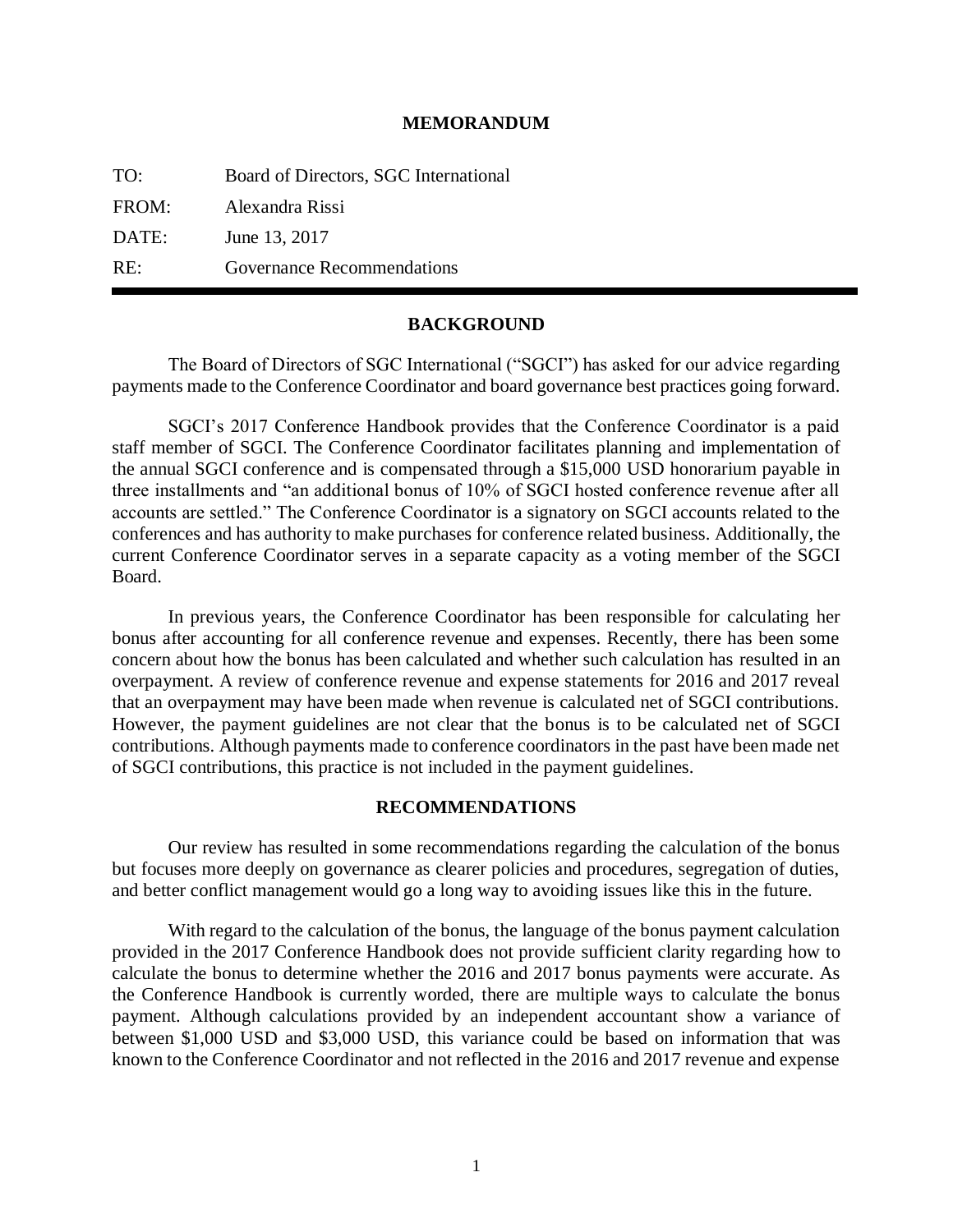# MEMORANDUM

| | |
|---|---|
| TO: | Board of Directors, SGC International |
| FROM: | Alexandra Rissi |
| DATE: | June 13, 2017 |
| RE: | Governance Recommendations |

---

## BACKGROUND

The Board of Directors of SGC International ("SGCI") has asked for our advice regarding payments made to the Conference Coordinator and board governance best practices going forward.

SGCI's 2017 Conference Handbook provides that the Conference Coordinator is a paid staff member of SGCI. The Conference Coordinator facilitates planning and implementation of the annual SGCI conference and is compensated through a $15,000 USD honorarium payable in three installments and "an additional bonus of 10% of SGCI hosted conference revenue after all accounts are settled." The Conference Coordinator is a signatory on SGCI accounts related to the conferences and has authority to make purchases for conference related business. Additionally, the current Conference Coordinator serves in a separate capacity as a voting member of the SGCI Board.

In previous years, the Conference Coordinator has been responsible for calculating her bonus after accounting for all conference revenue and expenses. Recently, there has been some concern about how the bonus has been calculated and whether such calculation has resulted in an overpayment. A review of conference revenue and expense statements for 2016 and 2017 reveal that an overpayment may have been made when revenue is calculated net of SGCI contributions. However, the payment guidelines are not clear that the bonus is to be calculated net of SGCI contributions. Although payments made to conference coordinators in the past have been made net of SGCI contributions, this practice is not included in the payment guidelines.

## RECOMMENDATIONS

Our review has resulted in some recommendations regarding the calculation of the bonus but focuses more deeply on governance as clearer policies and procedures, segregation of duties, and better conflict management would go a long way to avoiding issues like this in the future.

With regard to the calculation of the bonus, the language of the bonus payment calculation provided in the 2017 Conference Handbook does not provide sufficient clarity regarding how to calculate the bonus to determine whether the 2016 and 2017 bonus payments were accurate. As the Conference Handbook is currently worded, there are multiple ways to calculate the bonus payment. Although calculations provided by an independent accountant show a variance of between $1,000 USD and $3,000 USD, this variance could be based on information that was known to the Conference Coordinator and not reflected in the 2016 and 2017 revenue and expense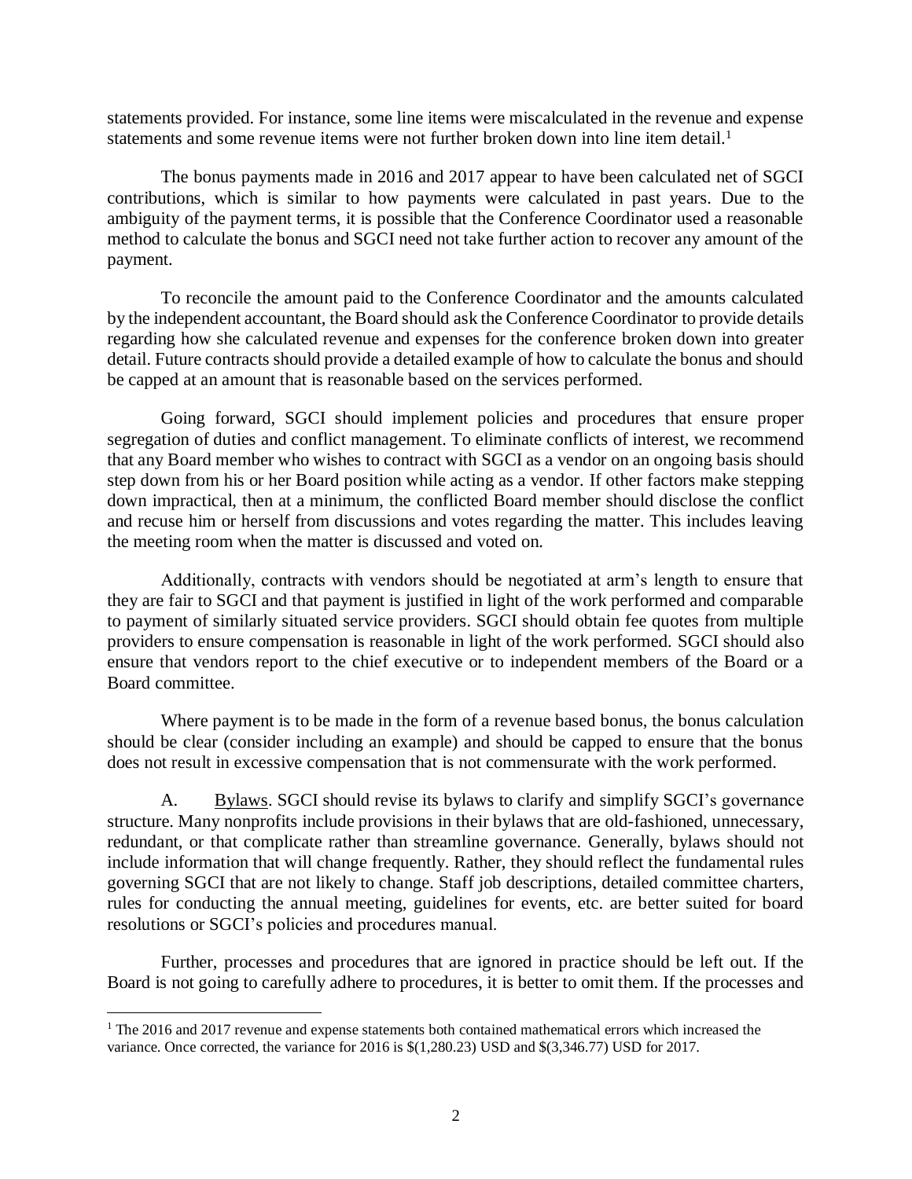statements provided. For instance, some line items were miscalculated in the revenue and expense statements and some revenue items were not further broken down into line item detail.[1]

The bonus payments made in 2016 and 2017 appear to have been calculated net of SGCI contributions, which is similar to how payments were calculated in past years. Due to the ambiguity of the payment terms, it is possible that the Conference Coordinator used a reasonable method to calculate the bonus and SGCI need not take further action to recover any amount of the payment.

To reconcile the amount paid to the Conference Coordinator and the amounts calculated by the independent accountant, the Board should ask the Conference Coordinator to provide details regarding how she calculated revenue and expenses for the conference broken down into greater detail. Future contracts should provide a detailed example of how to calculate the bonus and should be capped at an amount that is reasonable based on the services performed.

Going forward, SGCI should implement policies and procedures that ensure proper segregation of duties and conflict management. To eliminate conflicts of interest, we recommend that any Board member who wishes to contract with SGCI as a vendor on an ongoing basis should step down from his or her Board position while acting as a vendor. If other factors make stepping down impractical, then at a minimum, the conflicted Board member should disclose the conflict and recuse him or herself from discussions and votes regarding the matter. This includes leaving the meeting room when the matter is discussed and voted on.

Additionally, contracts with vendors should be negotiated at arm's length to ensure that they are fair to SGCI and that payment is justified in light of the work performed and comparable to payment of similarly situated service providers. SGCI should obtain fee quotes from multiple providers to ensure compensation is reasonable in light of the work performed. SGCI should also ensure that vendors report to the chief executive or to independent members of the Board or a Board committee.

Where payment is to be made in the form of a revenue based bonus, the bonus calculation should be clear (consider including an example) and should be capped to ensure that the bonus does not result in excessive compensation that is not commensurate with the work performed.

A. Bylaws. SGCI should revise its bylaws to clarify and simplify SGCI's governance structure. Many nonprofits include provisions in their bylaws that are old-fashioned, unnecessary, redundant, or that complicate rather than streamline governance. Generally, bylaws should not include information that will change frequently. Rather, they should reflect the fundamental rules governing SGCI that are not likely to change. Staff job descriptions, detailed committee charters, rules for conducting the annual meeting, guidelines for events, etc. are better suited for board resolutions or SGCI's policies and procedures manual.

Further, processes and procedures that are ignored in practice should be left out. If the Board is not going to carefully adhere to procedures, it is better to omit them. If the processes and

[1] The 2016 and 2017 revenue and expense statements both contained mathematical errors which increased the variance. Once corrected, the variance for 2016 is $(1,280.23) USD and $(3,346.77) USD for 2017.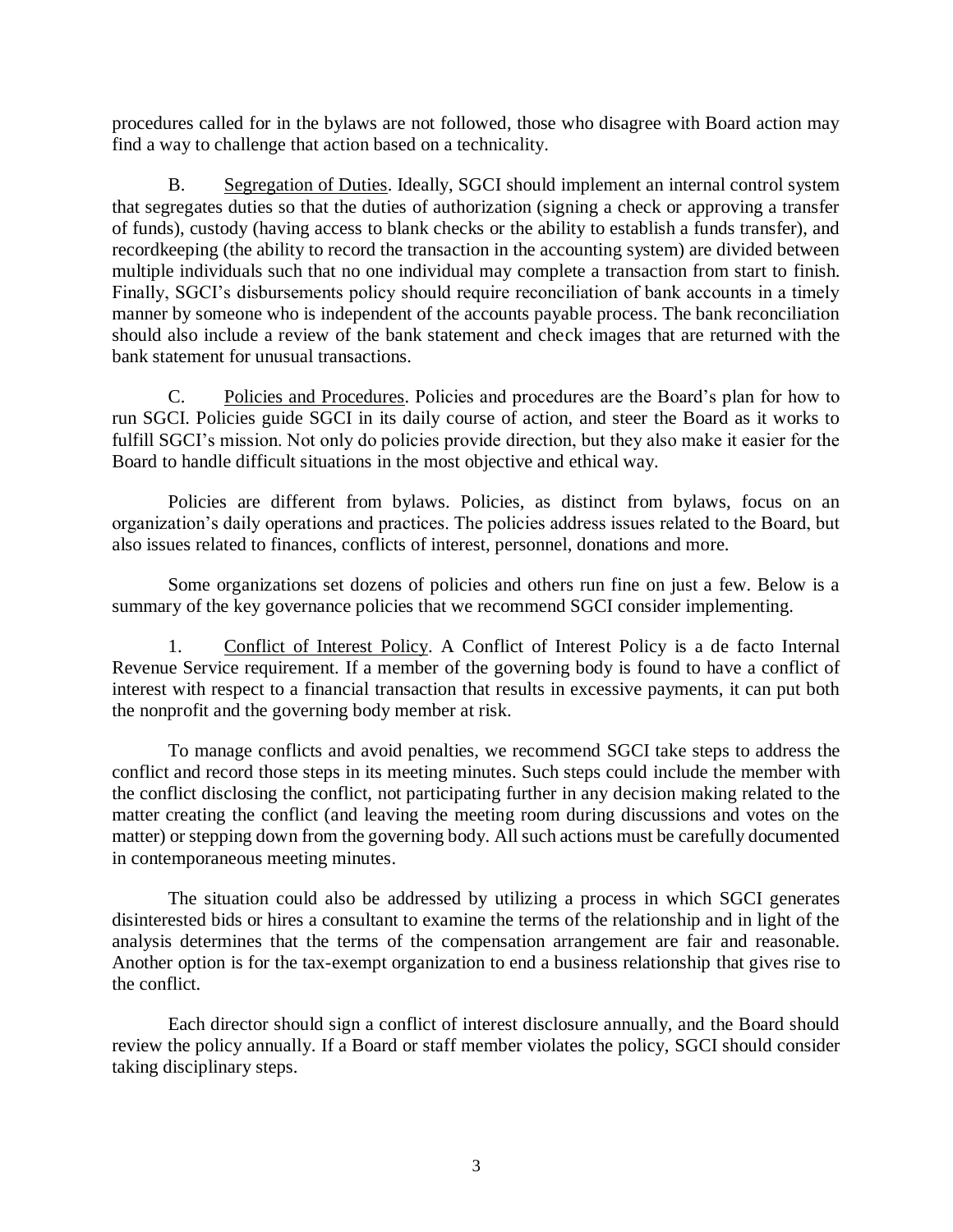procedures called for in the bylaws are not followed, those who disagree with Board action may find a way to challenge that action based on a technicality.

B. Segregation of Duties. Ideally, SGCI should implement an internal control system that segregates duties so that the duties of authorization (signing a check or approving a transfer of funds), custody (having access to blank checks or the ability to establish a funds transfer), and recordkeeping (the ability to record the transaction in the accounting system) are divided between multiple individuals such that no one individual may complete a transaction from start to finish. Finally, SGCI's disbursements policy should require reconciliation of bank accounts in a timely manner by someone who is independent of the accounts payable process. The bank reconciliation should also include a review of the bank statement and check images that are returned with the bank statement for unusual transactions.

C. Policies and Procedures. Policies and procedures are the Board's plan for how to run SGCI. Policies guide SGCI in its daily course of action, and steer the Board as it works to fulfill SGCI's mission. Not only do policies provide direction, but they also make it easier for the Board to handle difficult situations in the most objective and ethical way.

Policies are different from bylaws. Policies, as distinct from bylaws, focus on an organization's daily operations and practices. The policies address issues related to the Board, but also issues related to finances, conflicts of interest, personnel, donations and more.

Some organizations set dozens of policies and others run fine on just a few. Below is a summary of the key governance policies that we recommend SGCI consider implementing.

1. Conflict of Interest Policy. A Conflict of Interest Policy is a de facto Internal Revenue Service requirement. If a member of the governing body is found to have a conflict of interest with respect to a financial transaction that results in excessive payments, it can put both the nonprofit and the governing body member at risk.

To manage conflicts and avoid penalties, we recommend SGCI take steps to address the conflict and record those steps in its meeting minutes. Such steps could include the member with the conflict disclosing the conflict, not participating further in any decision making related to the matter creating the conflict (and leaving the meeting room during discussions and votes on the matter) or stepping down from the governing body. All such actions must be carefully documented in contemporaneous meeting minutes.

The situation could also be addressed by utilizing a process in which SGCI generates disinterested bids or hires a consultant to examine the terms of the relationship and in light of the analysis determines that the terms of the compensation arrangement are fair and reasonable. Another option is for the tax-exempt organization to end a business relationship that gives rise to the conflict.

Each director should sign a conflict of interest disclosure annually, and the Board should review the policy annually. If a Board or staff member violates the policy, SGCI should consider taking disciplinary steps.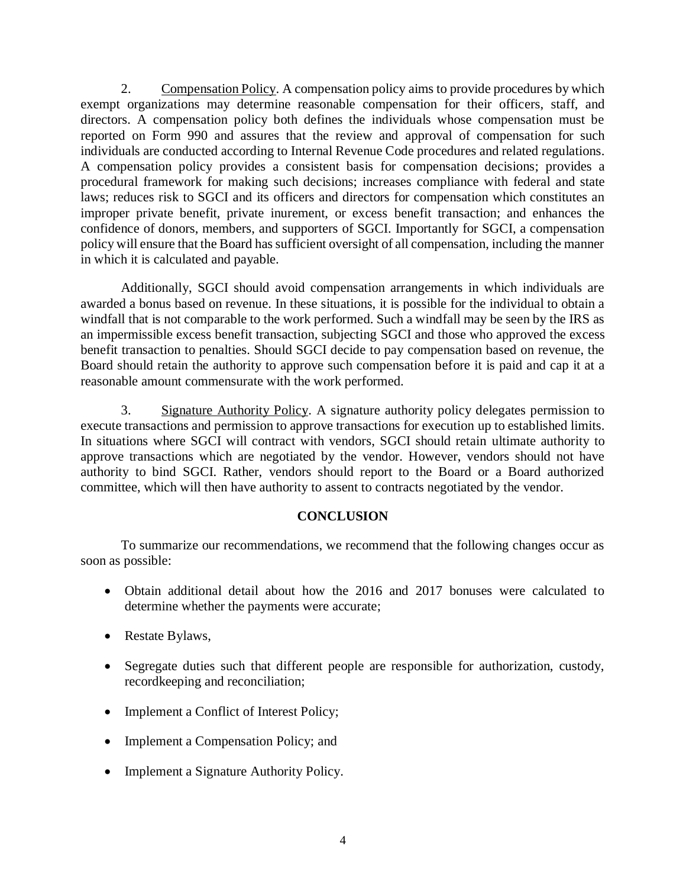2. <u>Compensation Policy</u>. A compensation policy aims to provide procedures by which exempt organizations may determine reasonable compensation for their officers, staff, and directors. A compensation policy both defines the individuals whose compensation must be reported on Form 990 and assures that the review and approval of compensation for such individuals are conducted according to Internal Revenue Code procedures and related regulations. A compensation policy provides a consistent basis for compensation decisions; provides a procedural framework for making such decisions; increases compliance with federal and state laws; reduces risk to SGCI and its officers and directors for compensation which constitutes an improper private benefit, private inurement, or excess benefit transaction; and enhances the confidence of donors, members, and supporters of SGCI. Importantly for SGCI, a compensation policy will ensure that the Board has sufficient oversight of all compensation, including the manner in which it is calculated and payable.

Additionally, SGCI should avoid compensation arrangements in which individuals are awarded a bonus based on revenue. In these situations, it is possible for the individual to obtain a windfall that is not comparable to the work performed. Such a windfall may be seen by the IRS as an impermissible excess benefit transaction, subjecting SGCI and those who approved the excess benefit transaction to penalties. Should SGCI decide to pay compensation based on revenue, the Board should retain the authority to approve such compensation before it is paid and cap it at a reasonable amount commensurate with the work performed.

3. <u>Signature Authority Policy</u>. A signature authority policy delegates permission to execute transactions and permission to approve transactions for execution up to established limits. In situations where SGCI will contract with vendors, SGCI should retain ultimate authority to approve transactions which are negotiated by the vendor. However, vendors should not have authority to bind SGCI. Rather, vendors should report to the Board or a Board authorized committee, which will then have authority to assent to contracts negotiated by the vendor.

## CONCLUSION

To summarize our recommendations, we recommend that the following changes occur as soon as possible:

- Obtain additional detail about how the 2016 and 2017 bonuses were calculated to determine whether the payments were accurate;
- Restate Bylaws,
- Segregate duties such that different people are responsible for authorization, custody, recordkeeping and reconciliation;
- Implement a Conflict of Interest Policy;
- Implement a Compensation Policy; and
- Implement a Signature Authority Policy.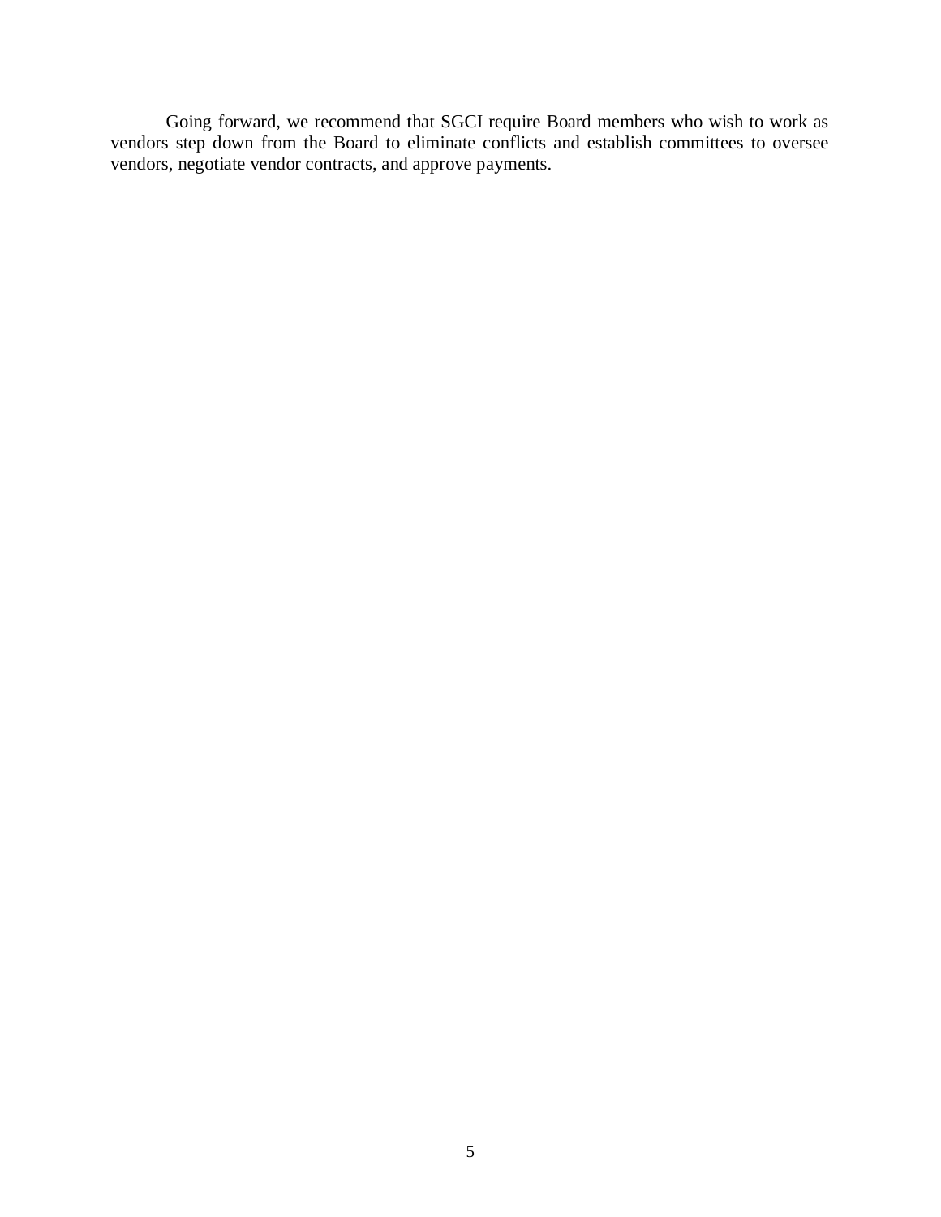Going forward, we recommend that SGCI require Board members who wish to work as vendors step down from the Board to eliminate conflicts and establish committees to oversee vendors, negotiate vendor contracts, and approve payments.